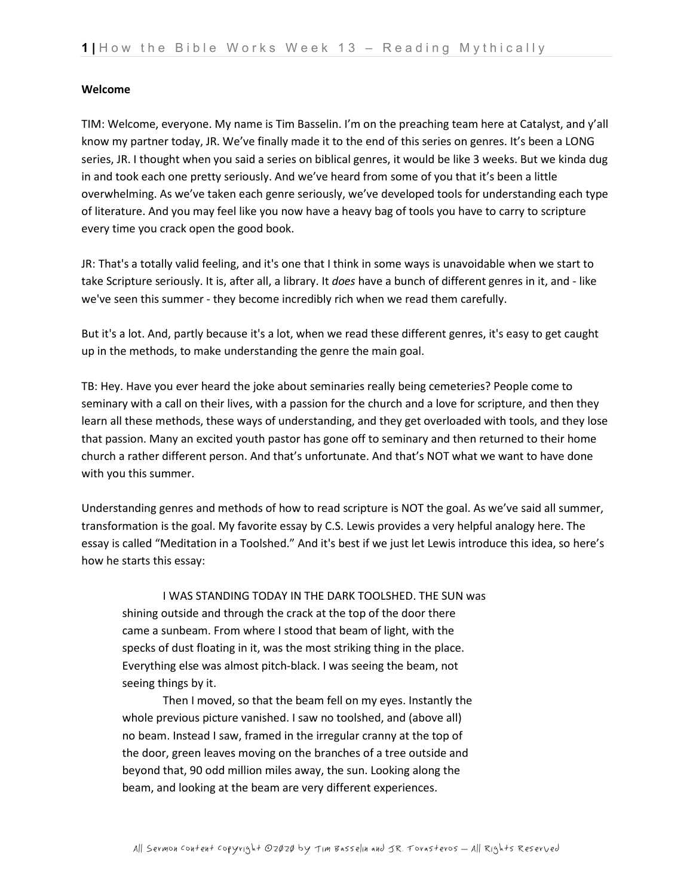**Welcome**

TIM: Welcome, everyone. My name is Tim Basselin. I'm on the preaching team here at Catalyst, and y'all know my partner today, JR. We've finally made it to the end of this series on genres. It's been a LONG series, JR. I thought when you said a series on biblical genres, it would be like 3 weeks. But we kinda dug in and took each one pretty seriously. And we've heard from some of you that it's been a little overwhelming. As we've taken each genre seriously, we've developed tools for understanding each type of literature. And you may feel like you now have a heavy bag of tools you have to carry to scripture every time you crack open the good book.

JR: That's a totally valid feeling, and it's one that I think in some ways is unavoidable when we start to take Scripture seriously. It is, after all, a library. It *does* have a bunch of different genres in it, and - like we've seen this summer - they become incredibly rich when we read them carefully.

But it's a lot. And, partly because it's a lot, when we read these different genres, it's easy to get caught up in the methods, to make understanding the genre the main goal.

TB: Hey. Have you ever heard the joke about seminaries really being cemeteries? People come to seminary with a call on their lives, with a passion for the church and a love for scripture, and then they learn all these methods, these ways of understanding, and they get overloaded with tools, and they lose that passion. Many an excited youth pastor has gone off to seminary and then returned to their home church a rather different person. And that's unfortunate. And that's NOT what we want to have done with you this summer.

Understanding genres and methods of how to read scripture is NOT the goal. As we've said all summer, transformation is the goal. My favorite essay by C.S. Lewis provides a very helpful analogy here. The essay is called "Meditation in a Toolshed." And it's best if we just let Lewis introduce this idea, so here's how he starts this essay:

> I WAS STANDING TODAY IN THE DARK TOOLSHED. THE SUN was shining outside and through the crack at the top of the door there came a sunbeam. From where I stood that beam of light, with the specks of dust floating in it, was the most striking thing in the place. Everything else was almost pitch-black. I was seeing the beam, not seeing things by it.
>
> Then I moved, so that the beam fell on my eyes. Instantly the whole previous picture vanished. I saw no toolshed, and (above all) no beam. Instead I saw, framed in the irregular cranny at the top of the door, green leaves moving on the branches of a tree outside and beyond that, 90 odd million miles away, the sun. Looking along the beam, and looking at the beam are very different experiences.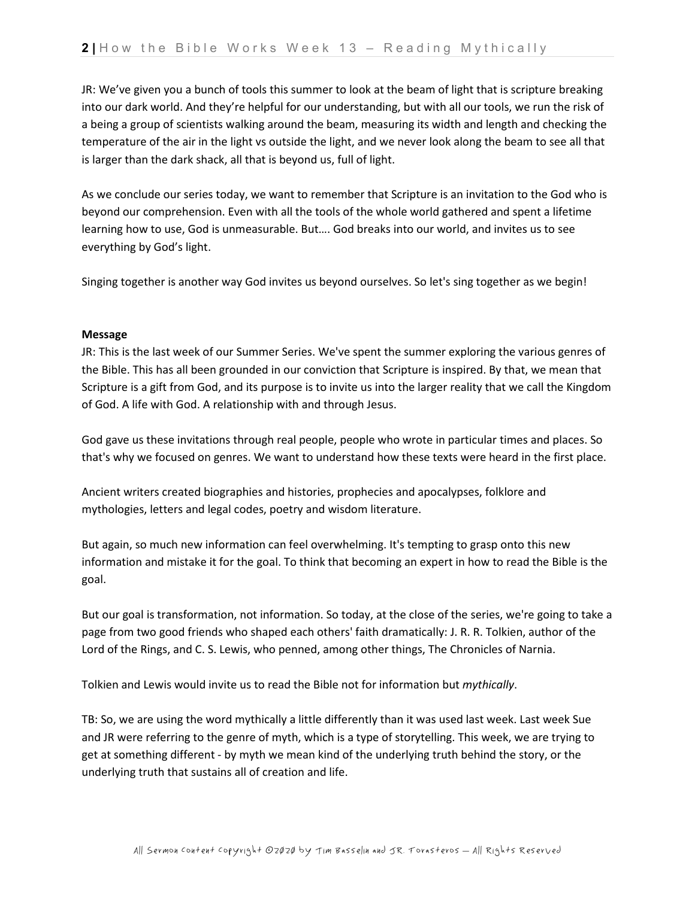JR: We've given you a bunch of tools this summer to look at the beam of light that is scripture breaking into our dark world. And they're helpful for our understanding, but with all our tools, we run the risk of a being a group of scientists walking around the beam, measuring its width and length and checking the temperature of the air in the light vs outside the light, and we never look along the beam to see all that is larger than the dark shack, all that is beyond us, full of light.

As we conclude our series today, we want to remember that Scripture is an invitation to the God who is beyond our comprehension. Even with all the tools of the whole world gathered and spent a lifetime learning how to use, God is unmeasurable. But…. God breaks into our world, and invites us to see everything by God's light.

Singing together is another way God invites us beyond ourselves. So let's sing together as we begin!

**Message**

JR: This is the last week of our Summer Series. We've spent the summer exploring the various genres of the Bible. This has all been grounded in our conviction that Scripture is inspired. By that, we mean that Scripture is a gift from God, and its purpose is to invite us into the larger reality that we call the Kingdom of God. A life with God. A relationship with and through Jesus.

God gave us these invitations through real people, people who wrote in particular times and places. So that's why we focused on genres. We want to understand how these texts were heard in the first place.

Ancient writers created biographies and histories, prophecies and apocalypses, folklore and mythologies, letters and legal codes, poetry and wisdom literature.

But again, so much new information can feel overwhelming. It's tempting to grasp onto this new information and mistake it for the goal. To think that becoming an expert in how to read the Bible is the goal.

But our goal is transformation, not information. So today, at the close of the series, we're going to take a page from two good friends who shaped each others' faith dramatically: J. R. R. Tolkien, author of the Lord of the Rings, and C. S. Lewis, who penned, among other things, The Chronicles of Narnia.

Tolkien and Lewis would invite us to read the Bible not for information but *mythically*.

TB: So, we are using the word mythically a little differently than it was used last week. Last week Sue and JR were referring to the genre of myth, which is a type of storytelling. This week, we are trying to get at something different - by myth we mean kind of the underlying truth behind the story, or the underlying truth that sustains all of creation and life.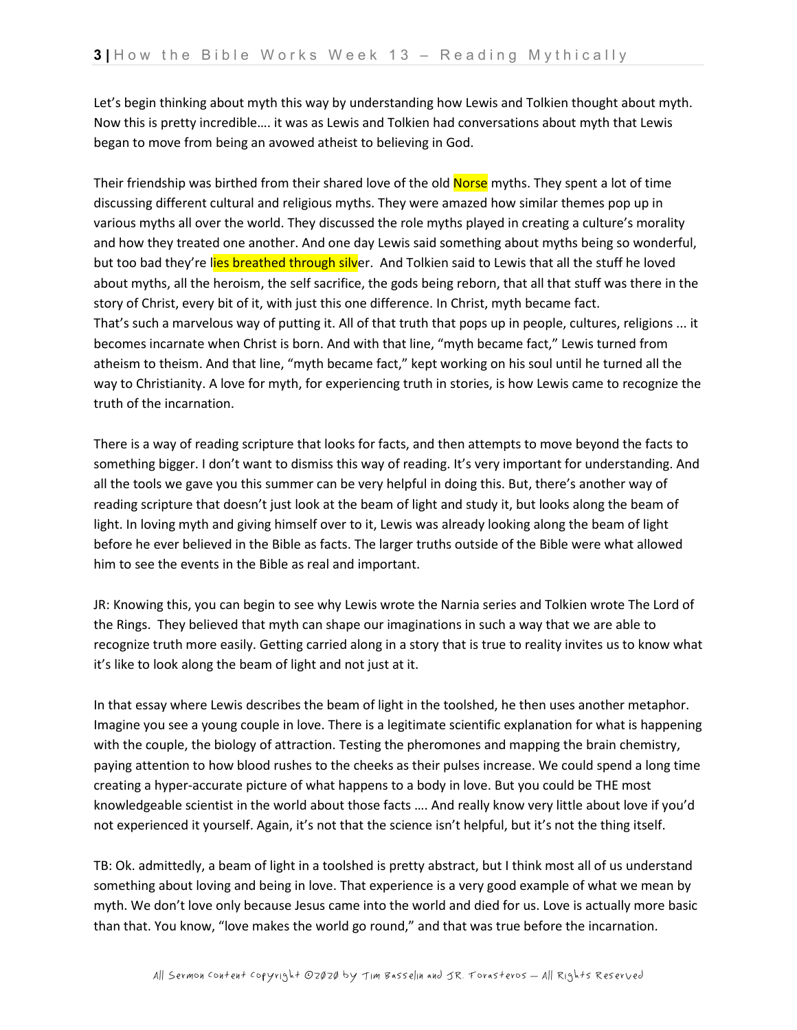Let's begin thinking about myth this way by understanding how Lewis and Tolkien thought about myth. Now this is pretty incredible…. it was as Lewis and Tolkien had conversations about myth that Lewis began to move from being an avowed atheist to believing in God.

Their friendship was birthed from their shared love of the old Norse myths. They spent a lot of time discussing different cultural and religious myths. They were amazed how similar themes pop up in various myths all over the world. They discussed the role myths played in creating a culture's morality and how they treated one another. And one day Lewis said something about myths being so wonderful, but too bad they're lies breathed through silver. And Tolkien said to Lewis that all the stuff he loved about myths, all the heroism, the self sacrifice, the gods being reborn, that all that stuff was there in the story of Christ, every bit of it, with just this one difference. In Christ, myth became fact.
That's such a marvelous way of putting it. All of that truth that pops up in people, cultures, religions ... it becomes incarnate when Christ is born. And with that line, "myth became fact," Lewis turned from atheism to theism. And that line, "myth became fact," kept working on his soul until he turned all the way to Christianity. A love for myth, for experiencing truth in stories, is how Lewis came to recognize the truth of the incarnation.

There is a way of reading scripture that looks for facts, and then attempts to move beyond the facts to something bigger. I don't want to dismiss this way of reading. It's very important for understanding. And all the tools we gave you this summer can be very helpful in doing this. But, there's another way of reading scripture that doesn't just look at the beam of light and study it, but looks along the beam of light. In loving myth and giving himself over to it, Lewis was already looking along the beam of light before he ever believed in the Bible as facts. The larger truths outside of the Bible were what allowed him to see the events in the Bible as real and important.

JR: Knowing this, you can begin to see why Lewis wrote the Narnia series and Tolkien wrote The Lord of the Rings. They believed that myth can shape our imaginations in such a way that we are able to recognize truth more easily. Getting carried along in a story that is true to reality invites us to know what it's like to look along the beam of light and not just at it.

In that essay where Lewis describes the beam of light in the toolshed, he then uses another metaphor. Imagine you see a young couple in love. There is a legitimate scientific explanation for what is happening with the couple, the biology of attraction. Testing the pheromones and mapping the brain chemistry, paying attention to how blood rushes to the cheeks as their pulses increase. We could spend a long time creating a hyper-accurate picture of what happens to a body in love. But you could be THE most knowledgeable scientist in the world about those facts …. And really know very little about love if you'd not experienced it yourself. Again, it's not that the science isn't helpful, but it's not the thing itself.

TB: Ok. admittedly, a beam of light in a toolshed is pretty abstract, but I think most all of us understand something about loving and being in love. That experience is a very good example of what we mean by myth. We don't love only because Jesus came into the world and died for us. Love is actually more basic than that. You know, "love makes the world go round," and that was true before the incarnation.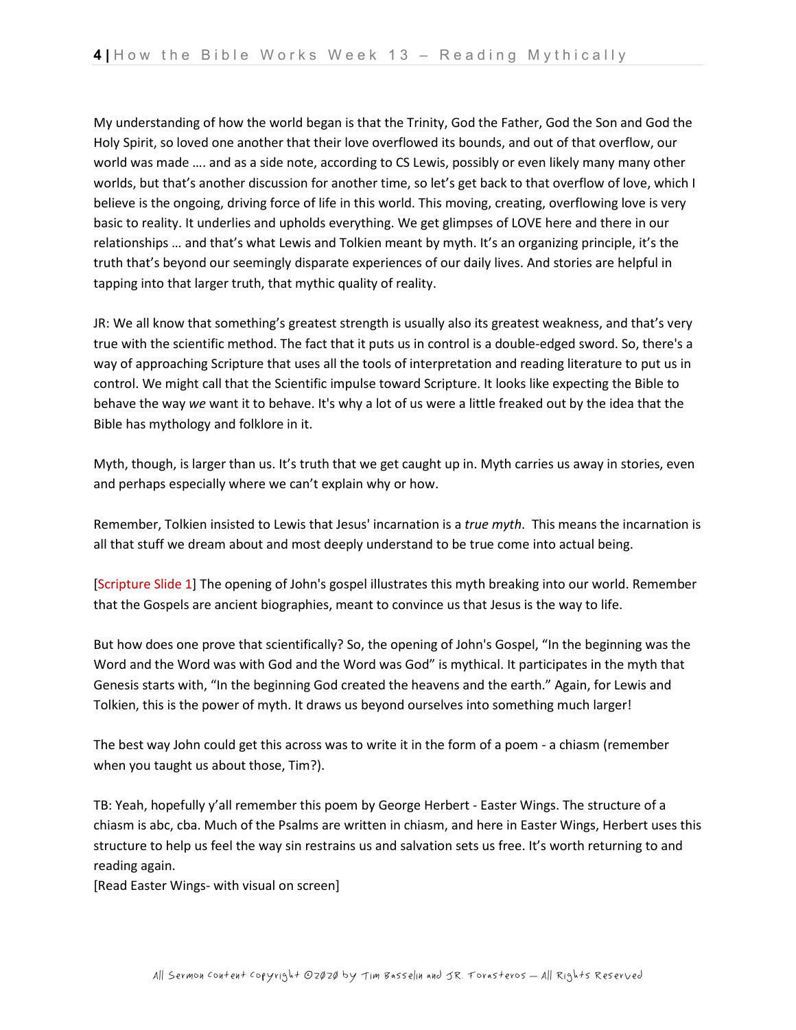My understanding of how the world began is that the Trinity, God the Father, God the Son and God the Holy Spirit, so loved one another that their love overflowed its bounds, and out of that overflow, our world was made …. and as a side note, according to CS Lewis, possibly or even likely many many other worlds, but that's another discussion for another time, so let's get back to that overflow of love, which I believe is the ongoing, driving force of life in this world. This moving, creating, overflowing love is very basic to reality. It underlies and upholds everything. We get glimpses of LOVE here and there in our relationships … and that's what Lewis and Tolkien meant by myth. It's an organizing principle, it's the truth that's beyond our seemingly disparate experiences of our daily lives. And stories are helpful in tapping into that larger truth, that mythic quality of reality.

JR: We all know that something's greatest strength is usually also its greatest weakness, and that's very true with the scientific method. The fact that it puts us in control is a double-edged sword. So, there's a way of approaching Scripture that uses all the tools of interpretation and reading literature to put us in control. We might call that the Scientific impulse toward Scripture. It looks like expecting the Bible to behave the way *we* want it to behave. It's why a lot of us were a little freaked out by the idea that the Bible has mythology and folklore in it.

Myth, though, is larger than us. It's truth that we get caught up in. Myth carries us away in stories, even and perhaps especially where we can't explain why or how.

Remember, Tolkien insisted to Lewis that Jesus' incarnation is a *true myth*. This means the incarnation is all that stuff we dream about and most deeply understand to be true come into actual being.

[Scripture Slide 1] The opening of John's gospel illustrates this myth breaking into our world. Remember that the Gospels are ancient biographies, meant to convince us that Jesus is the way to life.

But how does one prove that scientifically? So, the opening of John's Gospel, "In the beginning was the Word and the Word was with God and the Word was God" is mythical. It participates in the myth that Genesis starts with, "In the beginning God created the heavens and the earth." Again, for Lewis and Tolkien, this is the power of myth. It draws us beyond ourselves into something much larger!

The best way John could get this across was to write it in the form of a poem - a chiasm (remember when you taught us about those, Tim?).

TB: Yeah, hopefully y'all remember this poem by George Herbert - Easter Wings. The structure of a chiasm is abc, cba. Much of the Psalms are written in chiasm, and here in Easter Wings, Herbert uses this structure to help us feel the way sin restrains us and salvation sets us free. It's worth returning to and reading again.
[Read Easter Wings- with visual on screen]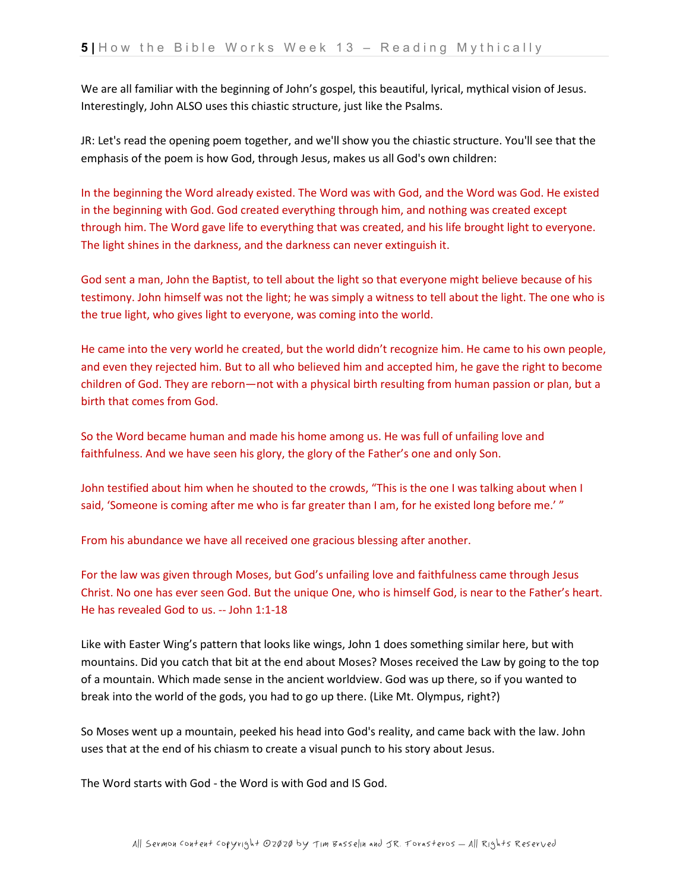We are all familiar with the beginning of John's gospel, this beautiful, lyrical, mythical vision of Jesus. Interestingly, John ALSO uses this chiastic structure, just like the Psalms.

JR: Let's read the opening poem together, and we'll show you the chiastic structure. You'll see that the emphasis of the poem is how God, through Jesus, makes us all God's own children:

In the beginning the Word already existed. The Word was with God, and the Word was God. He existed in the beginning with God. God created everything through him, and nothing was created except through him. The Word gave life to everything that was created, and his life brought light to everyone. The light shines in the darkness, and the darkness can never extinguish it.

God sent a man, John the Baptist, to tell about the light so that everyone might believe because of his testimony. John himself was not the light; he was simply a witness to tell about the light. The one who is the true light, who gives light to everyone, was coming into the world.

He came into the very world he created, but the world didn't recognize him. He came to his own people, and even they rejected him. But to all who believed him and accepted him, he gave the right to become children of God. They are reborn—not with a physical birth resulting from human passion or plan, but a birth that comes from God.

So the Word became human and made his home among us. He was full of unfailing love and faithfulness. And we have seen his glory, the glory of the Father's one and only Son.

John testified about him when he shouted to the crowds, "This is the one I was talking about when I said, 'Someone is coming after me who is far greater than I am, for he existed long before me.' "

From his abundance we have all received one gracious blessing after another.

For the law was given through Moses, but God's unfailing love and faithfulness came through Jesus Christ. No one has ever seen God. But the unique One, who is himself God, is near to the Father's heart. He has revealed God to us. -- John 1:1-18

Like with Easter Wing's pattern that looks like wings, John 1 does something similar here, but with mountains. Did you catch that bit at the end about Moses? Moses received the Law by going to the top of a mountain. Which made sense in the ancient worldview. God was up there, so if you wanted to break into the world of the gods, you had to go up there. (Like Mt. Olympus, right?)

So Moses went up a mountain, peeked his head into God's reality, and came back with the law. John uses that at the end of his chiasm to create a visual punch to his story about Jesus.

The Word starts with God - the Word is with God and IS God.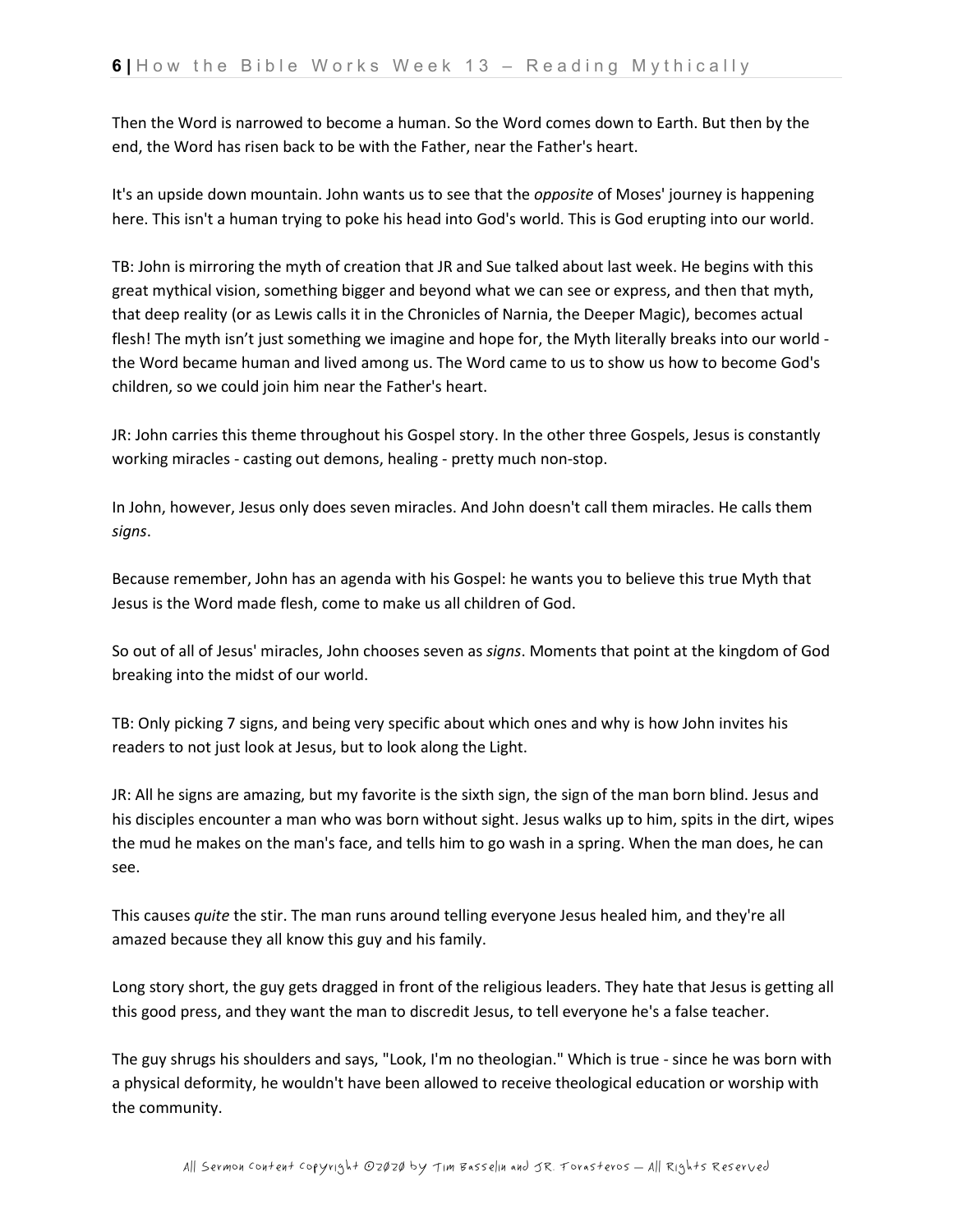Then the Word is narrowed to become a human. So the Word comes down to Earth. But then by the end, the Word has risen back to be with the Father, near the Father's heart.

It's an upside down mountain. John wants us to see that the *opposite* of Moses' journey is happening here. This isn't a human trying to poke his head into God's world. This is God erupting into our world.

TB: John is mirroring the myth of creation that JR and Sue talked about last week. He begins with this great mythical vision, something bigger and beyond what we can see or express, and then that myth, that deep reality (or as Lewis calls it in the Chronicles of Narnia, the Deeper Magic), becomes actual flesh! The myth isn't just something we imagine and hope for, the Myth literally breaks into our world - the Word became human and lived among us. The Word came to us to show us how to become God's children, so we could join him near the Father's heart.

JR: John carries this theme throughout his Gospel story. In the other three Gospels, Jesus is constantly working miracles - casting out demons, healing - pretty much non-stop.

In John, however, Jesus only does seven miracles. And John doesn't call them miracles. He calls them *signs*.

Because remember, John has an agenda with his Gospel: he wants you to believe this true Myth that Jesus is the Word made flesh, come to make us all children of God.

So out of all of Jesus' miracles, John chooses seven as *signs*. Moments that point at the kingdom of God breaking into the midst of our world.

TB: Only picking 7 signs, and being very specific about which ones and why is how John invites his readers to not just look at Jesus, but to look along the Light.

JR: All he signs are amazing, but my favorite is the sixth sign, the sign of the man born blind. Jesus and his disciples encounter a man who was born without sight. Jesus walks up to him, spits in the dirt, wipes the mud he makes on the man's face, and tells him to go wash in a spring. When the man does, he can see.

This causes *quite* the stir. The man runs around telling everyone Jesus healed him, and they're all amazed because they all know this guy and his family.

Long story short, the guy gets dragged in front of the religious leaders. They hate that Jesus is getting all this good press, and they want the man to discredit Jesus, to tell everyone he's a false teacher.

The guy shrugs his shoulders and says, "Look, I'm no theologian." Which is true - since he was born with a physical deformity, he wouldn't have been allowed to receive theological education or worship with the community.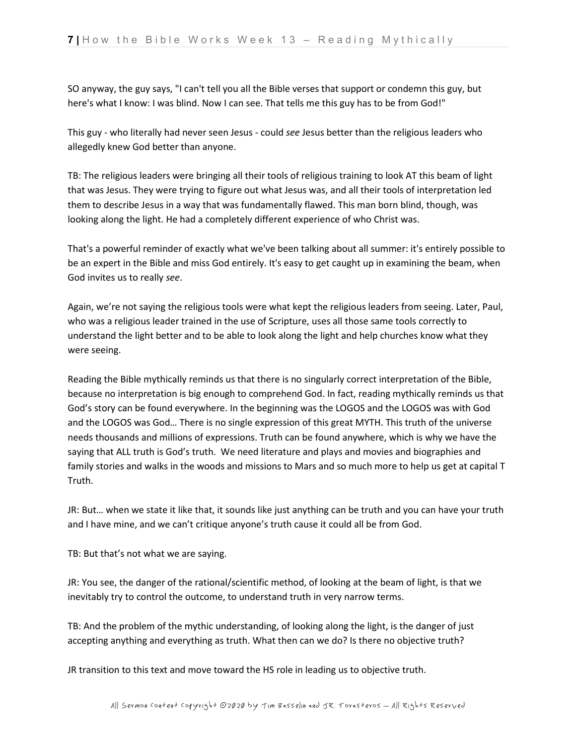SO anyway, the guy says, "I can't tell you all the Bible verses that support or condemn this guy, but here's what I know: I was blind. Now I can see. That tells me this guy has to be from God!"

This guy - who literally had never seen Jesus - could *see* Jesus better than the religious leaders who allegedly knew God better than anyone.

TB: The religious leaders were bringing all their tools of religious training to look AT this beam of light that was Jesus. They were trying to figure out what Jesus was, and all their tools of interpretation led them to describe Jesus in a way that was fundamentally flawed. This man born blind, though, was looking along the light. He had a completely different experience of who Christ was.

That's a powerful reminder of exactly what we've been talking about all summer: it's entirely possible to be an expert in the Bible and miss God entirely. It's easy to get caught up in examining the beam, when God invites us to really *see*.

Again, we're not saying the religious tools were what kept the religious leaders from seeing. Later, Paul, who was a religious leader trained in the use of Scripture, uses all those same tools correctly to understand the light better and to be able to look along the light and help churches know what they were seeing.

Reading the Bible mythically reminds us that there is no singularly correct interpretation of the Bible, because no interpretation is big enough to comprehend God. In fact, reading mythically reminds us that God's story can be found everywhere. In the beginning was the LOGOS and the LOGOS was with God and the LOGOS was God… There is no single expression of this great MYTH. This truth of the universe needs thousands and millions of expressions. Truth can be found anywhere, which is why we have the saying that ALL truth is God's truth. We need literature and plays and movies and biographies and family stories and walks in the woods and missions to Mars and so much more to help us get at capital T Truth.

JR: But… when we state it like that, it sounds like just anything can be truth and you can have your truth and I have mine, and we can't critique anyone's truth cause it could all be from God.

TB: But that's not what we are saying.

JR: You see, the danger of the rational/scientific method, of looking at the beam of light, is that we inevitably try to control the outcome, to understand truth in very narrow terms.

TB: And the problem of the mythic understanding, of looking along the light, is the danger of just accepting anything and everything as truth. What then can we do? Is there no objective truth?

JR transition to this text and move toward the HS role in leading us to objective truth.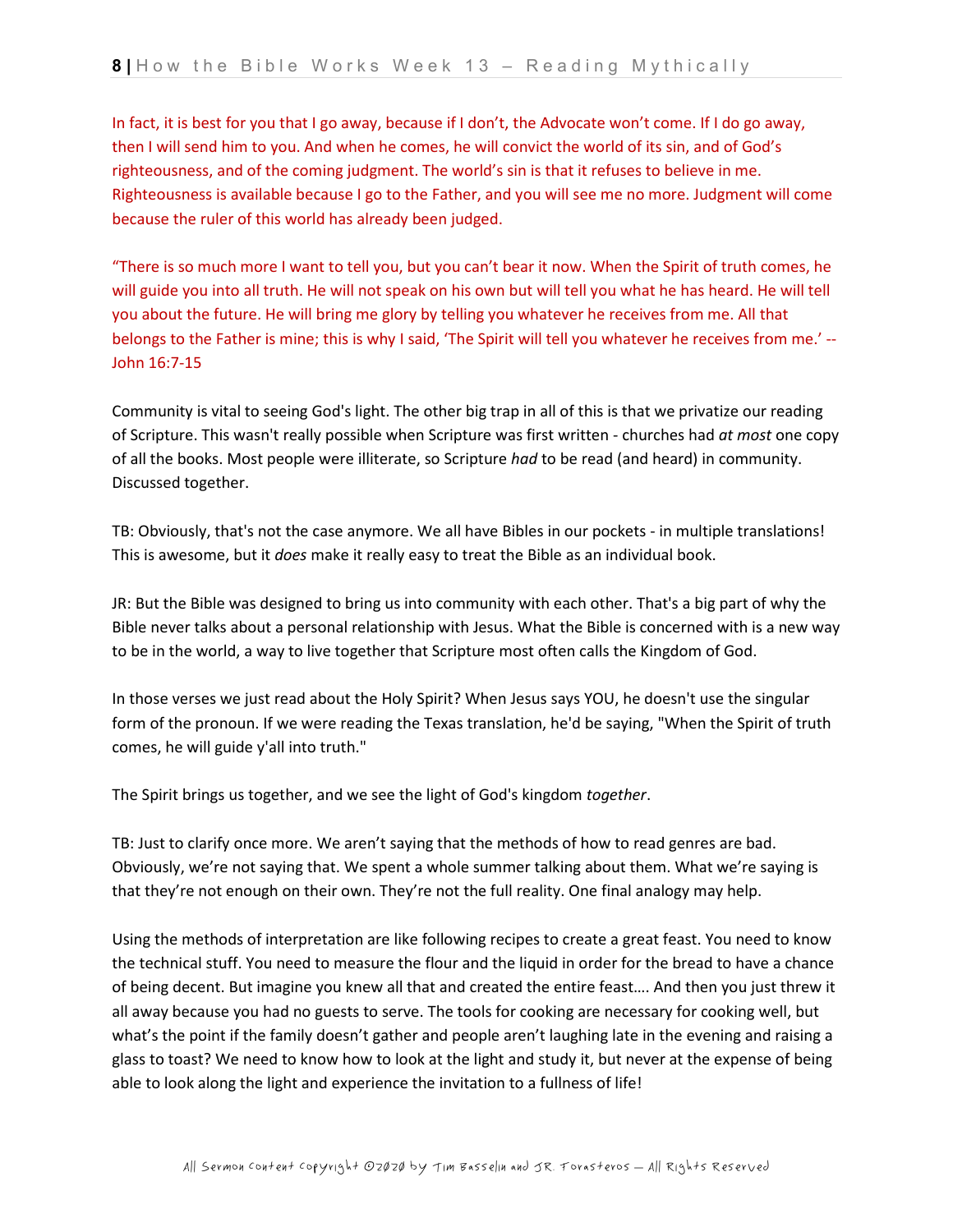In fact, it is best for you that I go away, because if I don't, the Advocate won't come. If I do go away, then I will send him to you. And when he comes, he will convict the world of its sin, and of God's righteousness, and of the coming judgment. The world's sin is that it refuses to believe in me. Righteousness is available because I go to the Father, and you will see me no more. Judgment will come because the ruler of this world has already been judged.

"There is so much more I want to tell you, but you can't bear it now. When the Spirit of truth comes, he will guide you into all truth. He will not speak on his own but will tell you what he has heard. He will tell you about the future. He will bring me glory by telling you whatever he receives from me. All that belongs to the Father is mine; this is why I said, 'The Spirit will tell you whatever he receives from me.' -- John 16:7-15

Community is vital to seeing God's light. The other big trap in all of this is that we privatize our reading of Scripture. This wasn't really possible when Scripture was first written - churches had *at most* one copy of all the books. Most people were illiterate, so Scripture *had* to be read (and heard) in community. Discussed together.

TB: Obviously, that's not the case anymore. We all have Bibles in our pockets - in multiple translations! This is awesome, but it *does* make it really easy to treat the Bible as an individual book.

JR: But the Bible was designed to bring us into community with each other. That's a big part of why the Bible never talks about a personal relationship with Jesus. What the Bible is concerned with is a new way to be in the world, a way to live together that Scripture most often calls the Kingdom of God.

In those verses we just read about the Holy Spirit? When Jesus says YOU, he doesn't use the singular form of the pronoun. If we were reading the Texas translation, he'd be saying, "When the Spirit of truth comes, he will guide y'all into truth."

The Spirit brings us together, and we see the light of God's kingdom *together*.

TB: Just to clarify once more. We aren't saying that the methods of how to read genres are bad. Obviously, we're not saying that. We spent a whole summer talking about them. What we're saying is that they're not enough on their own. They're not the full reality. One final analogy may help.

Using the methods of interpretation are like following recipes to create a great feast. You need to know the technical stuff. You need to measure the flour and the liquid in order for the bread to have a chance of being decent. But imagine you knew all that and created the entire feast…. And then you just threw it all away because you had no guests to serve. The tools for cooking are necessary for cooking well, but what's the point if the family doesn't gather and people aren't laughing late in the evening and raising a glass to toast? We need to know how to look at the light and study it, but never at the expense of being able to look along the light and experience the invitation to a fullness of life!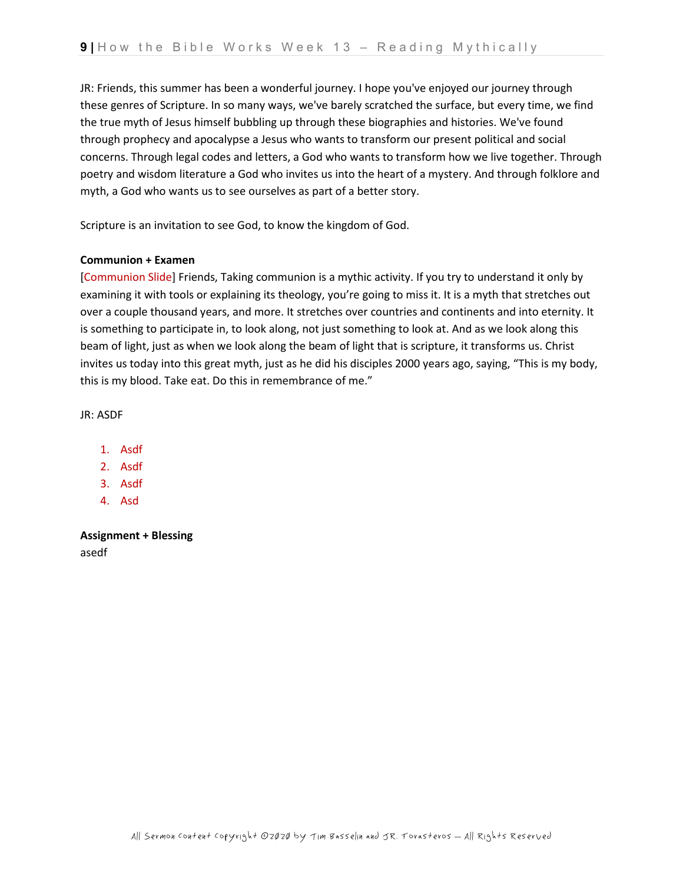JR: Friends, this summer has been a wonderful journey. I hope you've enjoyed our journey through these genres of Scripture. In so many ways, we've barely scratched the surface, but every time, we find the true myth of Jesus himself bubbling up through these biographies and histories. We've found through prophecy and apocalypse a Jesus who wants to transform our present political and social concerns. Through legal codes and letters, a God who wants to transform how we live together. Through poetry and wisdom literature a God who invites us into the heart of a mystery. And through folklore and myth, a God who wants us to see ourselves as part of a better story.

Scripture is an invitation to see God, to know the kingdom of God.

**Communion + Examen**

[Communion Slide] Friends, Taking communion is a mythic activity. If you try to understand it only by examining it with tools or explaining its theology, you're going to miss it. It is a myth that stretches out over a couple thousand years, and more. It stretches over countries and continents and into eternity. It is something to participate in, to look along, not just something to look at. And as we look along this beam of light, just as when we look along the beam of light that is scripture, it transforms us. Christ invites us today into this great myth, just as he did his disciples 2000 years ago, saying, "This is my body, this is my blood. Take eat. Do this in remembrance of me."

JR: ASDF

1. Asdf
2. Asdf
3. Asdf
4. Asd

**Assignment + Blessing**

asedf